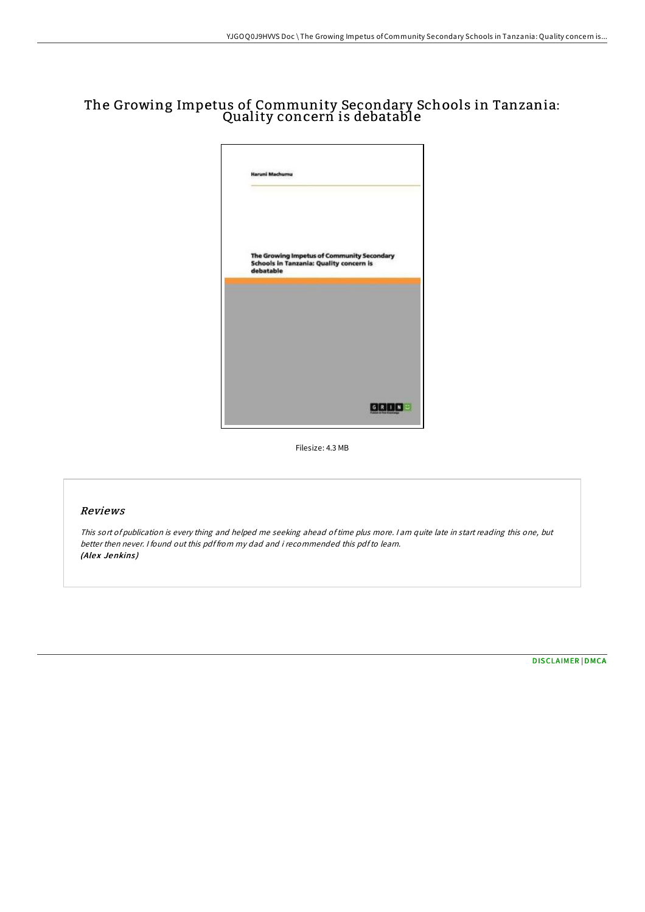# The Growing Impetus of Community Secondary Schools in Tanzania: Quality concern is debatable

Haruni Machumu

The Growing Impetus of Community Secondary Schools in Tanzania: Quality concern is debatable

Filesize: 4.3 MB

## Reviews

*This sort of publication is every thing and helped me seeking ahead of time plus more. I am quite late in start reading this one, but better then never. I found out this pdf from my dad and i recommended this pdf to learn.*
*(Alex Jenkins)*

DISCLAIMER | DMCA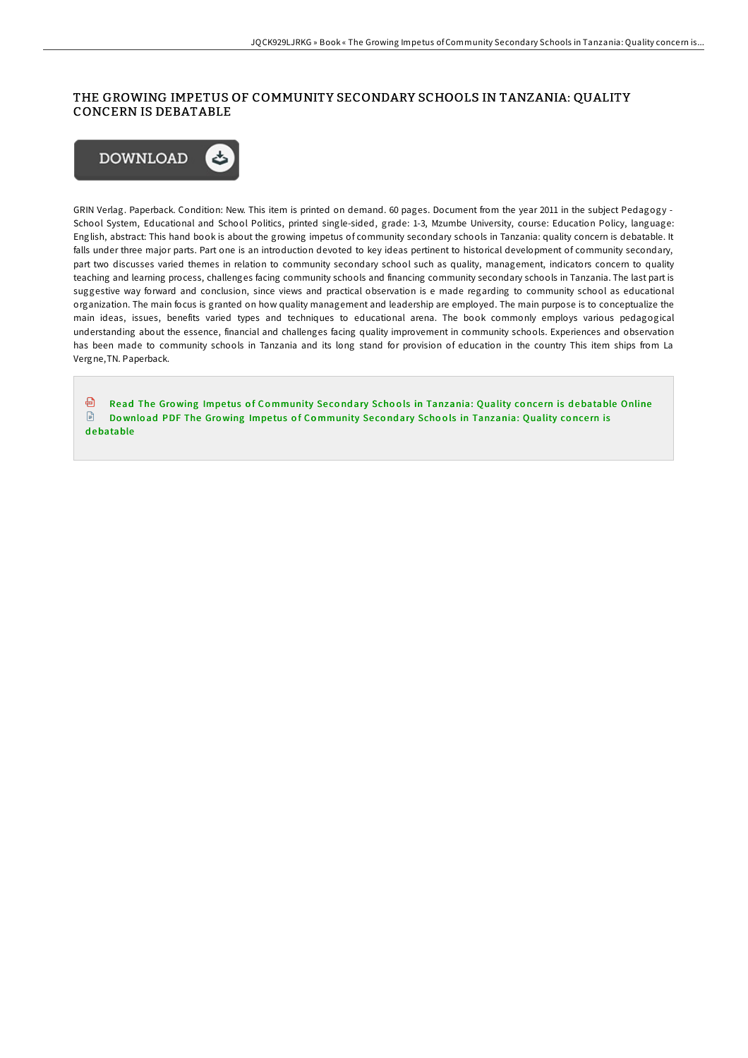## THE GROWING IMPETUS OF COMMUNITY SECONDARY SCHOOLS IN TANZANIA: QUALITY CONCERN IS DEBATABLE

DOWNLOAD

GRIN Verlag. Paperback. Condition: New. This item is printed on demand. 60 pages. Document from the year 2011 in the subject Pedagogy - School System, Educational and School Politics, printed single-sided, grade: 1-3, Mzumbe University, course: Education Policy, language: English, abstract: This hand book is about the growing impetus of community secondary schools in Tanzania: quality concern is debatable. It falls under three major parts. Part one is an introduction devoted to key ideas pertinent to historical development of community secondary, part two discusses varied themes in relation to community secondary school such as quality, management, indicators concern to quality teaching and learning process, challenges facing community schools and financing community secondary schools in Tanzania. The last part is suggestive way forward and conclusion, since views and practical observation is e made regarding to community school as educational organization. The main focus is granted on how quality management and leadership are employed. The main purpose is to conceptualize the main ideas, issues, benefits varied types and techniques to educational arena. The book commonly employs various pedagogical understanding about the essence, financial and challenges facing quality improvement in community schools. Experiences and observation has been made to community schools in Tanzania and its long stand for provision of education in the country This item ships from La Vergne,TN. Paperback.

Read The Growing Impetus of Community Secondary Schools in Tanzania: Quality concern is debatable Online

Download PDF The Growing Impetus of Community Secondary Schools in Tanzania: Quality concern is debatable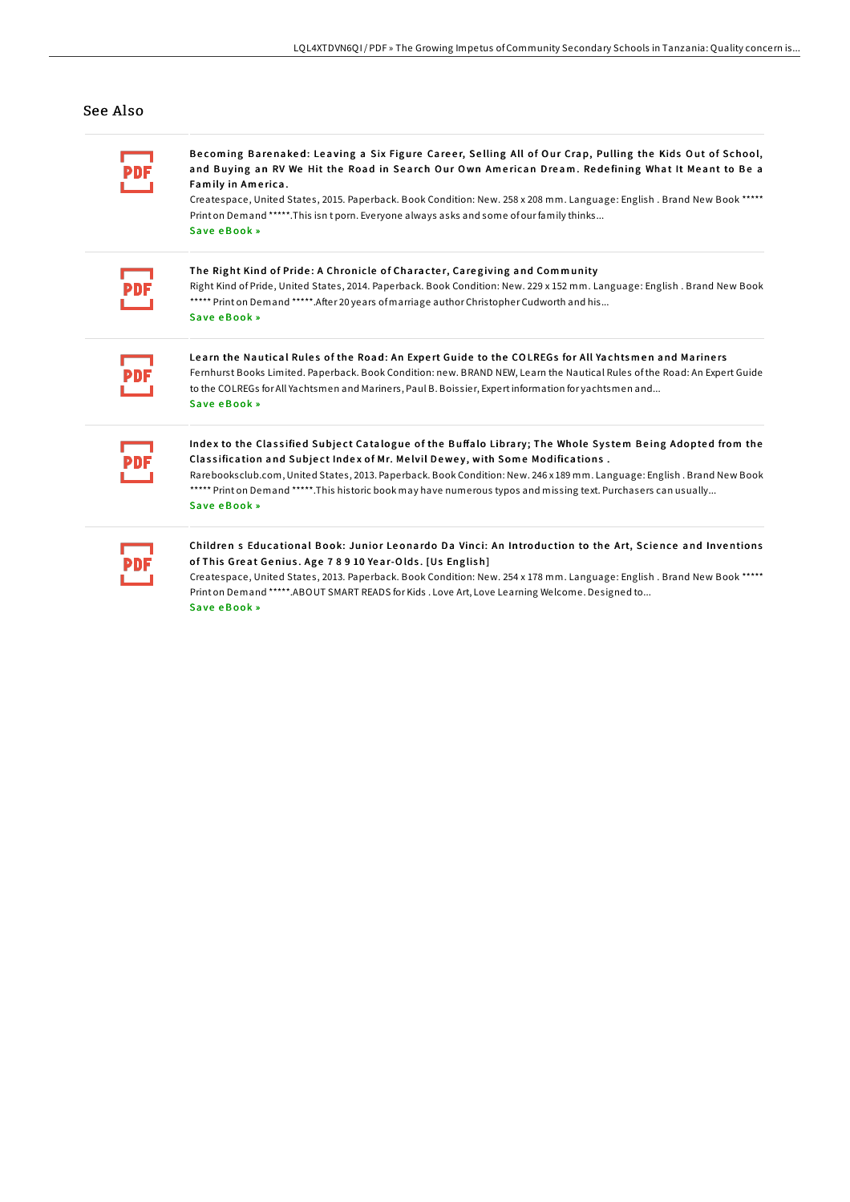## See Also

**Becoming Barenaked: Leaving a Six Figure Career, Selling All of Our Crap, Pulling the Kids Out of School, and Buying an RV We Hit the Road in Search Our Own American Dream. Redefining What It Meant to Be a Family in America.**

Createspace, United States, 2015. Paperback. Book Condition: New. 258 x 208 mm. Language: English . Brand New Book ***** Print on Demand *****.This isn t porn. Everyone always asks and some of our family thinks...

Save eBook »

**The Right Kind of Pride: A Chronicle of Character, Caregiving and Community**

Right Kind of Pride, United States, 2014. Paperback. Book Condition: New. 229 x 152 mm. Language: English . Brand New Book ***** Print on Demand *****.After 20 years of marriage author Christopher Cudworth and his...

Save eBook »

**Learn the Nautical Rules of the Road: An Expert Guide to the COLREGs for All Yachtsmen and Mariners**

Fernhurst Books Limited. Paperback. Book Condition: new. BRAND NEW, Learn the Nautical Rules of the Road: An Expert Guide to the COLREGs for All Yachtsmen and Mariners, Paul B. Boissier, Expert information for yachtsmen and...

Save eBook »

**Index to the Classified Subject Catalogue of the Buffalo Library; The Whole System Being Adopted from the Classification and Subject Index of Mr. Melvil Dewey, with Some Modifications .**

Rarebooksclub.com, United States, 2013. Paperback. Book Condition: New. 246 x 189 mm. Language: English . Brand New Book ***** Print on Demand *****.This historic book may have numerous typos and missing text. Purchasers can usually...

Save eBook »

**Children s Educational Book: Junior Leonardo Da Vinci: An Introduction to the Art, Science and Inventions of This Great Genius. Age 7 8 9 10 Year-Olds. [Us English]**

Createspace, United States, 2013. Paperback. Book Condition: New. 254 x 178 mm. Language: English . Brand New Book ***** Print on Demand *****.ABOUT SMART READS for Kids . Love Art, Love Learning Welcome. Designed to...

Save eBook »